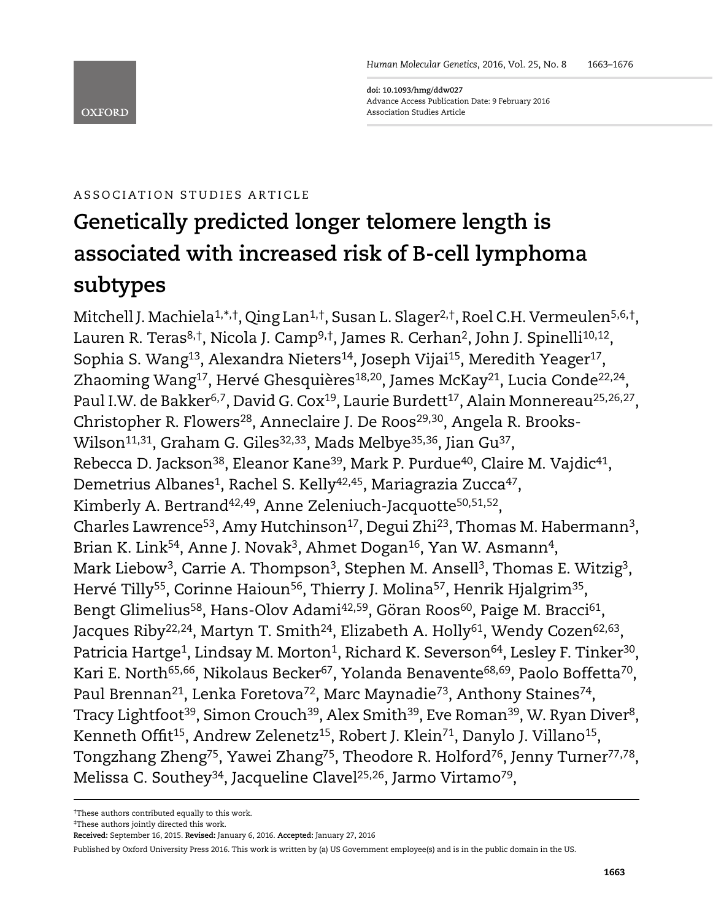doi: 10.1093/hmg/ddw027
Advance Access Publication Date: 9 February 2016
Association Studies Article

ASSOCIATION STUDIES ARTICLE

# Genetically predicted longer telomere length is associated with increased risk of B-cell lymphoma subtypes

Mitchell J. Machiela[1,*,†], Qing Lan[1,†], Susan L. Slager[2,†], Roel C.H. Vermeulen[5,6,†], Lauren R. Teras[8,†], Nicola J. Camp[9,†], James R. Cerhan[2], John J. Spinelli[10,12], Sophia S. Wang[13], Alexandra Nieters[14], Joseph Vijai[15], Meredith Yeager[17], Zhaoming Wang[17], Hervé Ghesquières[18,20], James McKay[21], Lucia Conde[22,24], Paul I.W. de Bakker[6,7], David G. Cox[19], Laurie Burdett[17], Alain Monnereau[25,26,27], Christopher R. Flowers[28], Anneclaire J. De Roos[29,30], Angela R. Brooks-Wilson[11,31], Graham G. Giles[32,33], Mads Melbye[35,36], Jian Gu[37], Rebecca D. Jackson[38], Eleanor Kane[39], Mark P. Purdue[40], Claire M. Vajdic[41], Demetrius Albanes[1], Rachel S. Kelly[42,45], Mariagrazia Zucca[47], Kimberly A. Bertrand[42,49], Anne Zeleniuch-Jacquotte[50,51,52], Charles Lawrence[53], Amy Hutchinson[17], Degui Zhi[23], Thomas M. Habermann[3], Brian K. Link[54], Anne J. Novak[3], Ahmet Dogan[16], Yan W. Asmann[4], Mark Liebow[3], Carrie A. Thompson[3], Stephen M. Ansell[3], Thomas E. Witzig[3], Hervé Tilly[55], Corinne Haioun[56], Thierry J. Molina[57], Henrik Hjalgrim[35], Bengt Glimelius[58], Hans-Olov Adami[42,59], Göran Roos[60], Paige M. Bracci[61], Jacques Riby[22,24], Martyn T. Smith[24], Elizabeth A. Holly[61], Wendy Cozen[62,63], Patricia Hartge[1], Lindsay M. Morton[1], Richard K. Severson[64], Lesley F. Tinker[30], Kari E. North[65,66], Nikolaus Becker[67], Yolanda Benavente[68,69], Paolo Boffetta[70], Paul Brennan[21], Lenka Foretova[72], Marc Maynadie[73], Anthony Staines[74], Tracy Lightfoot[39], Simon Crouch[39], Alex Smith[39], Eve Roman[39], W. Ryan Diver[8], Kenneth Offit[15], Andrew Zelenetz[15], Robert J. Klein[71], Danylo J. Villano[15], Tongzhang Zheng[75], Yawei Zhang[75], Theodore R. Holford[76], Jenny Turner[77,78], Melissa C. Southey[34], Jacqueline Clavel[25,26], Jarmo Virtamo[79],

†These authors contributed equally to this work.
‡These authors jointly directed this work.
**Received:** September 16, 2015. **Revised:** January 6, 2016. **Accepted:** January 27, 2016

Published by Oxford University Press 2016. This work is written by (a) US Government employee(s) and is in the public domain in the US.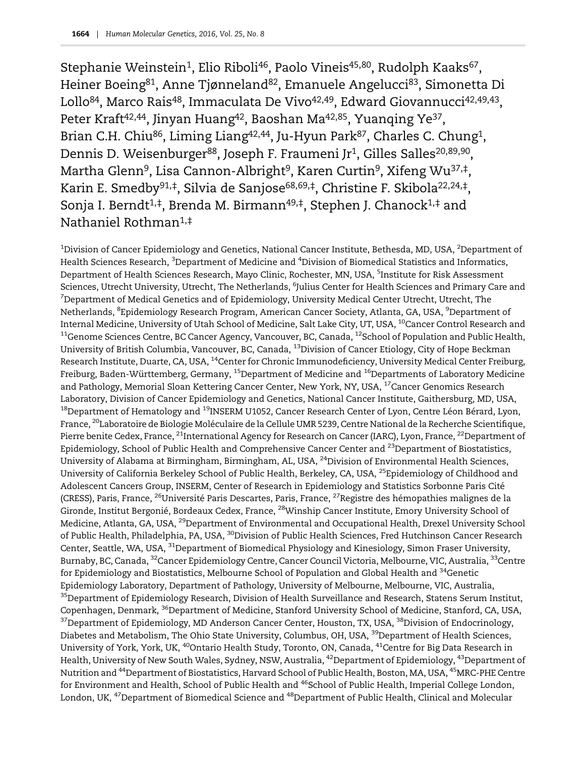Stephanie Weinstein[1], Elio Riboli[46], Paolo Vineis[45,80], Rudolph Kaaks[67], Heiner Boeing[81], Anne Tjønneland[82], Emanuele Angelucci[83], Simonetta Di Lollo[84], Marco Rais[48], Immaculata De Vivo[42,49], Edward Giovannucci[42,49,43], Peter Kraft[42,44], Jinyan Huang[42], Baoshan Ma[42,85], Yuanqing Ye[37], Brian C.H. Chiu[86], Liming Liang[42,44], Ju-Hyun Park[87], Charles C. Chung[1], Dennis D. Weisenburger[88], Joseph F. Fraumeni Jr[1], Gilles Salles[20,89,90], Martha Glenn[9], Lisa Cannon-Albright[9], Karen Curtin[9], Xifeng Wu[37,‡], Karin E. Smedby[91,‡], Silvia de Sanjose[68,69,‡], Christine F. Skibola[22,24,‡], Sonja I. Berndt[1,‡], Brenda M. Birmann[49,‡], Stephen J. Chanock[1,‡] and Nathaniel Rothman[1,‡]

[1]Division of Cancer Epidemiology and Genetics, National Cancer Institute, Bethesda, MD, USA, [2]Department of Health Sciences Research, [3]Department of Medicine and [4]Division of Biomedical Statistics and Informatics, Department of Health Sciences Research, Mayo Clinic, Rochester, MN, USA, [5]Institute for Risk Assessment Sciences, Utrecht University, Utrecht, The Netherlands, [6]Julius Center for Health Sciences and Primary Care and [7]Department of Medical Genetics and of Epidemiology, University Medical Center Utrecht, Utrecht, The Netherlands, [8]Epidemiology Research Program, American Cancer Society, Atlanta, GA, USA, [9]Department of Internal Medicine, University of Utah School of Medicine, Salt Lake City, UT, USA, [10]Cancer Control Research and [11]Genome Sciences Centre, BC Cancer Agency, Vancouver, BC, Canada, [12]School of Population and Public Health, University of British Columbia, Vancouver, BC, Canada, [13]Division of Cancer Etiology, City of Hope Beckman Research Institute, Duarte, CA, USA, [14]Center for Chronic Immunodeficiency, University Medical Center Freiburg, Freiburg, Baden-Württemberg, Germany, [15]Department of Medicine and [16]Departments of Laboratory Medicine and Pathology, Memorial Sloan Kettering Cancer Center, New York, NY, USA, [17]Cancer Genomics Research Laboratory, Division of Cancer Epidemiology and Genetics, National Cancer Institute, Gaithersburg, MD, USA, [18]Department of Hematology and [19]INSERM U1052, Cancer Research Center of Lyon, Centre Léon Bérard, Lyon, France, [20]Laboratoire de Biologie Moléculaire de la Cellule UMR 5239, Centre National de la Recherche Scientifique, Pierre benite Cedex, France, [21]International Agency for Research on Cancer (IARC), Lyon, France, [22]Department of Epidemiology, School of Public Health and Comprehensive Cancer Center and [23]Department of Biostatistics, University of Alabama at Birmingham, Birmingham, AL, USA, [24]Division of Environmental Health Sciences, University of California Berkeley School of Public Health, Berkeley, CA, USA, [25]Epidemiology of Childhood and Adolescent Cancers Group, INSERM, Center of Research in Epidemiology and Statistics Sorbonne Paris Cité (CRESS), Paris, France, [26]Université Paris Descartes, Paris, France, [27]Registre des hémopathies malignes de la Gironde, Institut Bergonié, Bordeaux Cedex, France, [28]Winship Cancer Institute, Emory University School of Medicine, Atlanta, GA, USA, [29]Department of Environmental and Occupational Health, Drexel University School of Public Health, Philadelphia, PA, USA, [30]Division of Public Health Sciences, Fred Hutchinson Cancer Research Center, Seattle, WA, USA, [31]Department of Biomedical Physiology and Kinesiology, Simon Fraser University, Burnaby, BC, Canada, [32]Cancer Epidemiology Centre, Cancer Council Victoria, Melbourne, VIC, Australia, [33]Centre for Epidemiology and Biostatistics, Melbourne School of Population and Global Health and [34]Genetic Epidemiology Laboratory, Department of Pathology, University of Melbourne, Melbourne, VIC, Australia, [35]Department of Epidemiology Research, Division of Health Surveillance and Research, Statens Serum Institut, Copenhagen, Denmark, [36]Department of Medicine, Stanford University School of Medicine, Stanford, CA, USA, [37]Department of Epidemiology, MD Anderson Cancer Center, Houston, TX, USA, [38]Division of Endocrinology, Diabetes and Metabolism, The Ohio State University, Columbus, OH, USA, [39]Department of Health Sciences, University of York, York, UK, [40]Ontario Health Study, Toronto, ON, Canada, [41]Centre for Big Data Research in Health, University of New South Wales, Sydney, NSW, Australia, [42]Department of Epidemiology, [43]Department of Nutrition and [44]Department of Biostatistics, Harvard School of Public Health, Boston, MA, USA, [45]MRC-PHE Centre for Environment and Health, School of Public Health and [46]School of Public Health, Imperial College London, London, UK, [47]Department of Biomedical Science and [48]Department of Public Health, Clinical and Molecular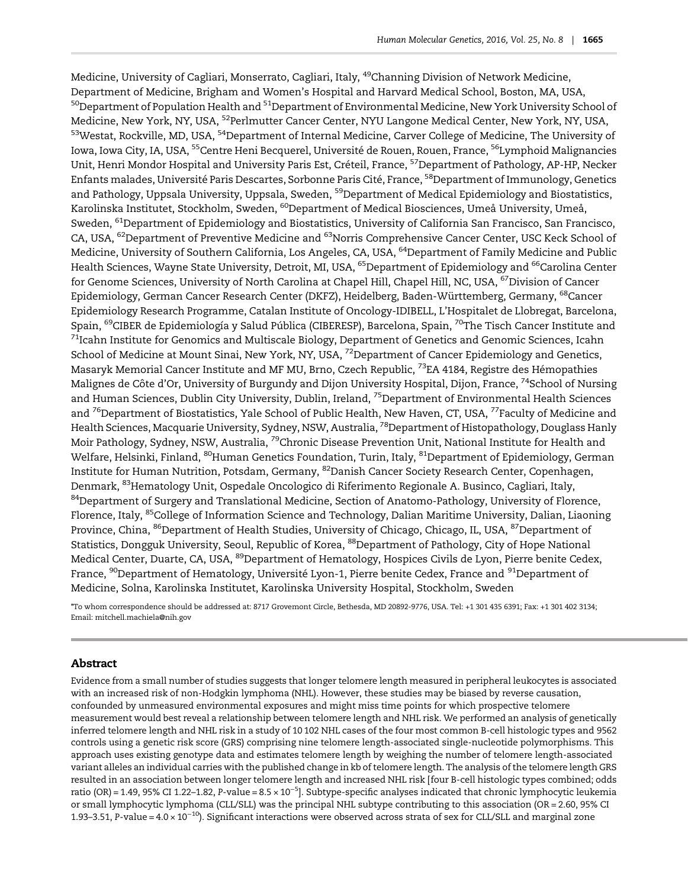Medicine, University of Cagliari, Monserrato, Cagliari, Italy, [49]Channing Division of Network Medicine, Department of Medicine, Brigham and Women's Hospital and Harvard Medical School, Boston, MA, USA, [50]Department of Population Health and [51]Department of Environmental Medicine, New York University School of Medicine, New York, NY, USA, [52]Perlmutter Cancer Center, NYU Langone Medical Center, New York, NY, USA, [53]Westat, Rockville, MD, USA, [54]Department of Internal Medicine, Carver College of Medicine, The University of Iowa, Iowa City, IA, USA, [55]Centre Heni Becquerel, Université de Rouen, Rouen, France, [56]Lymphoid Malignancies Unit, Henri Mondor Hospital and University Paris Est, Créteil, France, [57]Department of Pathology, AP-HP, Necker Enfants malades, Université Paris Descartes, Sorbonne Paris Cité, France, [58]Department of Immunology, Genetics and Pathology, Uppsala University, Uppsala, Sweden, [59]Department of Medical Epidemiology and Biostatistics, Karolinska Institutet, Stockholm, Sweden, [60]Department of Medical Biosciences, Umeå University, Umeå, Sweden, [61]Department of Epidemiology and Biostatistics, University of California San Francisco, San Francisco, CA, USA, [62]Department of Preventive Medicine and [63]Norris Comprehensive Cancer Center, USC Keck School of Medicine, University of Southern California, Los Angeles, CA, USA, [64]Department of Family Medicine and Public Health Sciences, Wayne State University, Detroit, MI, USA, [65]Department of Epidemiology and [66]Carolina Center for Genome Sciences, University of North Carolina at Chapel Hill, Chapel Hill, NC, USA, [67]Division of Cancer Epidemiology, German Cancer Research Center (DKFZ), Heidelberg, Baden-Württemberg, Germany, [68]Cancer Epidemiology Research Programme, Catalan Institute of Oncology-IDIBELL, L'Hospitalet de Llobregat, Barcelona, Spain, [69]CIBER de Epidemiología y Salud Pública (CIBERESP), Barcelona, Spain, [70]The Tisch Cancer Institute and [71]Icahn Institute for Genomics and Multiscale Biology, Department of Genetics and Genomic Sciences, Icahn School of Medicine at Mount Sinai, New York, NY, USA, [72]Department of Cancer Epidemiology and Genetics, Masaryk Memorial Cancer Institute and MF MU, Brno, Czech Republic, [73]EA 4184, Registre des Hémopathies Malignes de Côte d'Or, University of Burgundy and Dijon University Hospital, Dijon, France, [74]School of Nursing and Human Sciences, Dublin City University, Dublin, Ireland, [75]Department of Environmental Health Sciences and [76]Department of Biostatistics, Yale School of Public Health, New Haven, CT, USA, [77]Faculty of Medicine and Health Sciences, Macquarie University, Sydney, NSW, Australia, [78]Department of Histopathology, Douglass Hanly Moir Pathology, Sydney, NSW, Australia, [79]Chronic Disease Prevention Unit, National Institute for Health and Welfare, Helsinki, Finland, [80]Human Genetics Foundation, Turin, Italy, [81]Department of Epidemiology, German Institute for Human Nutrition, Potsdam, Germany, [82]Danish Cancer Society Research Center, Copenhagen, Denmark, [83]Hematology Unit, Ospedale Oncologico di Riferimento Regionale A. Businco, Cagliari, Italy, [84]Department of Surgery and Translational Medicine, Section of Anatomo-Pathology, University of Florence, Florence, Italy, [85]College of Information Science and Technology, Dalian Maritime University, Dalian, Liaoning Province, China, [86]Department of Health Studies, University of Chicago, Chicago, IL, USA, [87]Department of Statistics, Dongguk University, Seoul, Republic of Korea, [88]Department of Pathology, City of Hope National Medical Center, Duarte, CA, USA, [89]Department of Hematology, Hospices Civils de Lyon, Pierre benite Cedex, France, [90]Department of Hematology, Université Lyon-1, Pierre benite Cedex, France and [91]Department of Medicine, Solna, Karolinska Institutet, Karolinska University Hospital, Stockholm, Sweden

*To whom correspondence should be addressed at: 8717 Grovemont Circle, Bethesda, MD 20892-9776, USA. Tel: +1 301 435 6391; Fax: +1 301 402 3134; Email: mitchell.machiela@nih.gov

## Abstract

Evidence from a small number of studies suggests that longer telomere length measured in peripheral leukocytes is associated with an increased risk of non-Hodgkin lymphoma (NHL). However, these studies may be biased by reverse causation, confounded by unmeasured environmental exposures and might miss time points for which prospective telomere measurement would best reveal a relationship between telomere length and NHL risk. We performed an analysis of genetically inferred telomere length and NHL risk in a study of 10 102 NHL cases of the four most common B-cell histologic types and 9562 controls using a genetic risk score (GRS) comprising nine telomere length-associated single-nucleotide polymorphisms. This approach uses existing genotype data and estimates telomere length by weighing the number of telomere length-associated variant alleles an individual carries with the published change in kb of telomere length. The analysis of the telomere length GRS resulted in an association between longer telomere length and increased NHL risk [four B-cell histologic types combined; odds ratio (OR) = 1.49, 95% CI 1.22–1.82, $P$-value = $8.5 \times 10^{-5}$]. Subtype-specific analyses indicated that chronic lymphocytic leukemia or small lymphocytic lymphoma (CLL/SLL) was the principal NHL subtype contributing to this association (OR = 2.60, 95% CI 1.93–3.51, $P$-value = $4.0 \times 10^{-10}$). Significant interactions were observed across strata of sex for CLL/SLL and marginal zone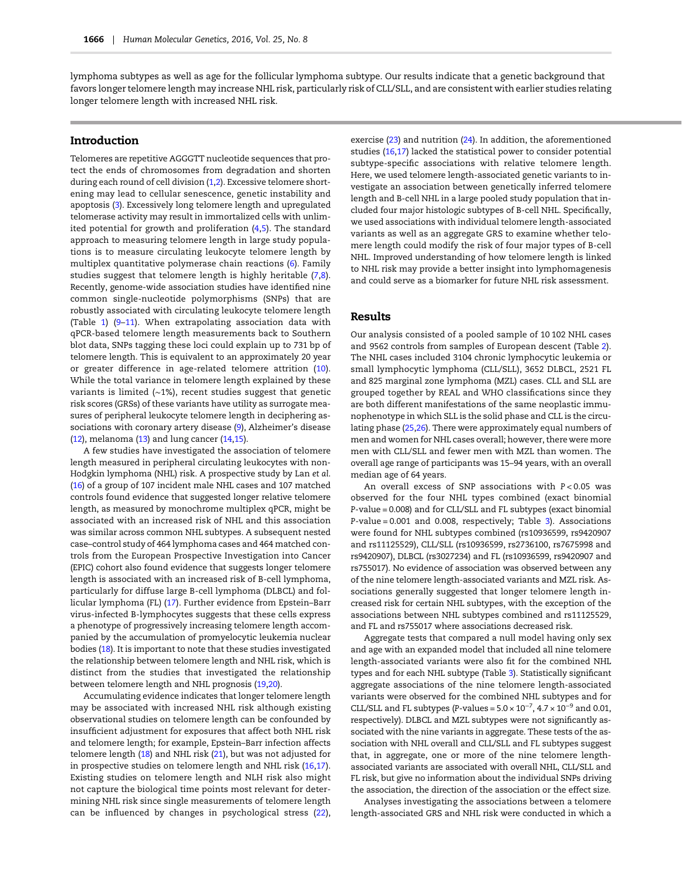lymphoma subtypes as well as age for the follicular lymphoma subtype. Our results indicate that a genetic background that favors longer telomere length may increase NHL risk, particularly risk of CLL/SLL, and are consistent with earlier studies relating longer telomere length with increased NHL risk.

## Introduction

Telomeres are repetitive AGGGTT nucleotide sequences that protect the ends of chromosomes from degradation and shorten during each round of cell division (1,2). Excessive telomere shortening may lead to cellular senescence, genetic instability and apoptosis (3). Excessively long telomere length and upregulated telomerase activity may result in immortalized cells with unlimited potential for growth and proliferation (4,5). The standard approach to measuring telomere length in large study populations is to measure circulating leukocyte telomere length by multiplex quantitative polymerase chain reactions (6). Family studies suggest that telomere length is highly heritable (7,8). Recently, genome-wide association studies have identified nine common single-nucleotide polymorphisms (SNPs) that are robustly associated with circulating leukocyte telomere length (Table 1) (9–11). When extrapolating association data with qPCR-based telomere length measurements back to Southern blot data, SNPs tagging these loci could explain up to 731 bp of telomere length. This is equivalent to an approximately 20 year or greater difference in age-related telomere attrition (10). While the total variance in telomere length explained by these variants is limited (~1%), recent studies suggest that genetic risk scores (GRSs) of these variants have utility as surrogate measures of peripheral leukocyte telomere length in deciphering associations with coronary artery disease (9), Alzheimer's disease (12), melanoma (13) and lung cancer (14,15).

A few studies have investigated the association of telomere length measured in peripheral circulating leukocytes with non-Hodgkin lymphoma (NHL) risk. A prospective study by Lan *et al.* (16) of a group of 107 incident male NHL cases and 107 matched controls found evidence that suggested longer relative telomere length, as measured by monochrome multiplex qPCR, might be associated with an increased risk of NHL and this association was similar across common NHL subtypes. A subsequent nested case–control study of 464 lymphoma cases and 464 matched controls from the European Prospective Investigation into Cancer (EPIC) cohort also found evidence that suggests longer telomere length is associated with an increased risk of B-cell lymphoma, particularly for diffuse large B-cell lymphoma (DLBCL) and follicular lymphoma (FL) (17). Further evidence from Epstein–Barr virus-infected B-lymphocytes suggests that these cells express a phenotype of progressively increasing telomere length accompanied by the accumulation of promyelocytic leukemia nuclear bodies (18). It is important to note that these studies investigated the relationship between telomere length and NHL risk, which is distinct from the studies that investigated the relationship between telomere length and NHL prognosis (19,20).

Accumulating evidence indicates that longer telomere length may be associated with increased NHL risk although existing observational studies on telomere length can be confounded by insufficient adjustment for exposures that affect both NHL risk and telomere length; for example, Epstein–Barr infection affects telomere length (18) and NHL risk (21), but was not adjusted for in prospective studies on telomere length and NHL risk (16,17). Existing studies on telomere length and NLH risk also might not capture the biological time points most relevant for determining NHL risk since single measurements of telomere length can be influenced by changes in psychological stress (22), exercise (23) and nutrition (24). In addition, the aforementioned studies (16,17) lacked the statistical power to consider potential subtype-specific associations with relative telomere length. Here, we used telomere length-associated genetic variants to investigate an association between genetically inferred telomere length and B-cell NHL in a large pooled study population that included four major histologic subtypes of B-cell NHL. Specifically, we used associations with individual telomere length-associated variants as well as an aggregate GRS to examine whether telomere length could modify the risk of four major types of B-cell NHL. Improved understanding of how telomere length is linked to NHL risk may provide a better insight into lymphomagenesis and could serve as a biomarker for future NHL risk assessment.

## Results

Our analysis consisted of a pooled sample of 10 102 NHL cases and 9562 controls from samples of European descent (Table 2). The NHL cases included 3104 chronic lymphocytic leukemia or small lymphocytic lymphoma (CLL/SLL), 3652 DLBCL, 2521 FL and 825 marginal zone lymphoma (MZL) cases. CLL and SLL are grouped together by REAL and WHO classifications since they are both different manifestations of the same neoplastic immunophenotype in which SLL is the solid phase and CLL is the circulating phase (25,26). There were approximately equal numbers of men and women for NHL cases overall; however, there were more men with CLL/SLL and fewer men with MZL than women. The overall age range of participants was 15–94 years, with an overall median age of 64 years.

An overall excess of SNP associations with $P < 0.05$ was observed for the four NHL types combined (exact binomial $P$-value = 0.008) and for CLL/SLL and FL subtypes (exact binomial $P$-value = 0.001 and 0.008, respectively; Table 3). Associations were found for NHL subtypes combined (rs10936599, rs9420907 and rs11125529), CLL/SLL (rs10936599, rs2736100, rs7675998 and rs9420907), DLBCL (rs3027234) and FL (rs10936599, rs9420907 and rs755017). No evidence of association was observed between any of the nine telomere length-associated variants and MZL risk. Associations generally suggested that longer telomere length increased risk for certain NHL subtypes, with the exception of the associations between NHL subtypes combined and rs11125529, and FL and rs755017 where associations decreased risk.

Aggregate tests that compared a null model having only sex and age with an expanded model that included all nine telomere length-associated variants were also fit for the combined NHL types and for each NHL subtype (Table 3). Statistically significant aggregate associations of the nine telomere length-associated variants were observed for the combined NHL subtypes and for CLL/SLL and FL subtypes ($P$-values = $5.0 \times 10^{-7}$, $4.7 \times 10^{-9}$ and 0.01, respectively). DLBCL and MZL subtypes were not significantly associated with the nine variants in aggregate. These tests of the association with NHL overall and CLL/SLL and FL subtypes suggest that, in aggregate, one or more of the nine telomere length-associated variants are associated with overall NHL, CLL/SLL and FL risk, but give no information about the individual SNPs driving the association, the direction of the association or the effect size.

Analyses investigating the associations between a telomere length-associated GRS and NHL risk were conducted in which a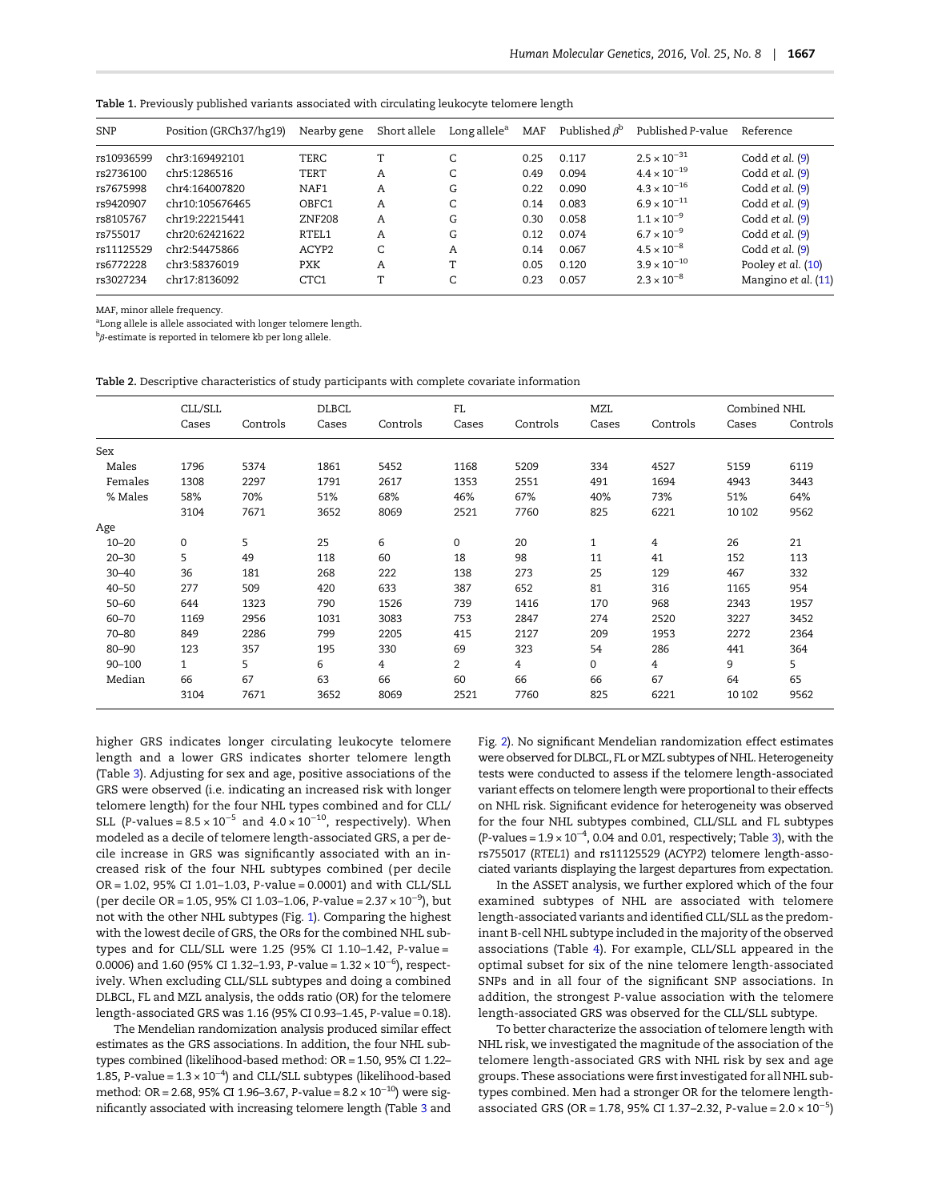Table 1. Previously published variants associated with circulating leukocyte telomere length

| SNP | Position (GRCh37/hg19) | Nearby gene | Short allele | Long allele[a] | MAF | Published $\beta$[b] | Published P-value | Reference |
|---|---|---|---|---|---|---|---|---|
| rs10936599 | chr3:169492101 | TERC | T | C | 0.25 | 0.117 | $2.5 \times 10^{-31}$ | Codd et al. (9) |
| rs2736100 | chr5:1286516 | TERT | A | C | 0.49 | 0.094 | $4.4 \times 10^{-19}$ | Codd et al. (9) |
| rs7675998 | chr4:164007820 | NAF1 | A | G | 0.22 | 0.090 | $4.3 \times 10^{-16}$ | Codd et al. (9) |
| rs9420907 | chr10:105676465 | OBFC1 | A | C | 0.14 | 0.083 | $6.9 \times 10^{-11}$ | Codd et al. (9) |
| rs8105767 | chr19:22215441 | ZNF208 | A | G | 0.30 | 0.058 | $1.1 \times 10^{-9}$ | Codd et al. (9) |
| rs755017 | chr20:62421622 | RTEL1 | A | G | 0.12 | 0.074 | $6.7 \times 10^{-9}$ | Codd et al. (9) |
| rs11125529 | chr2:54475866 | ACYP2 | C | A | 0.14 | 0.067 | $4.5 \times 10^{-8}$ | Codd et al. (9) |
| rs6772228 | chr3:58376019 | PXK | A | T | 0.05 | 0.120 | $3.9 \times 10^{-10}$ | Pooley et al. (10) |
| rs3027234 | chr17:8136092 | CTC1 | T | C | 0.23 | 0.057 | $2.3 \times 10^{-8}$ | Mangino et al. (11) |

MAF, minor allele frequency.

[a]Long allele is allele associated with longer telomere length.

[b]$\beta$-estimate is reported in telomere kb per long allele.

Table 2. Descriptive characteristics of study participants with complete covariate information

| | CLL/SLL | | DLBCL | | FL | | MZL | | Combined NHL | |
|---|---|---|---|---|---|---|---|---|---|---|
| | Cases | Controls | Cases | Controls | Cases | Controls | Cases | Controls | Cases | Controls |
| Sex | | | | | | | | | | |
| Males | 1796 | 5374 | 1861 | 5452 | 1168 | 5209 | 334 | 4527 | 5159 | 6119 |
| Females | 1308 | 2297 | 1791 | 2617 | 1353 | 2551 | 491 | 1694 | 4943 | 3443 |
| % Males | 58% | 70% | 51% | 68% | 46% | 67% | 40% | 73% | 51% | 64% |
| | 3104 | 7671 | 3652 | 8069 | 2521 | 7760 | 825 | 6221 | 10 102 | 9562 |
| Age | | | | | | | | | | |
| 10–20 | 0 | 5 | 25 | 6 | 0 | 20 | 1 | 4 | 26 | 21 |
| 20–30 | 5 | 49 | 118 | 60 | 18 | 98 | 11 | 41 | 152 | 113 |
| 30–40 | 36 | 181 | 268 | 222 | 138 | 273 | 25 | 129 | 467 | 332 |
| 40–50 | 277 | 509 | 420 | 633 | 387 | 652 | 81 | 316 | 1165 | 954 |
| 50–60 | 644 | 1323 | 790 | 1526 | 739 | 1416 | 170 | 968 | 2343 | 1957 |
| 60–70 | 1169 | 2956 | 1031 | 3083 | 753 | 2847 | 274 | 2520 | 3227 | 3452 |
| 70–80 | 849 | 2286 | 799 | 2205 | 415 | 2127 | 209 | 1953 | 2272 | 2364 |
| 80–90 | 123 | 357 | 195 | 330 | 69 | 323 | 54 | 286 | 441 | 364 |
| 90–100 | 1 | 5 | 6 | 4 | 2 | 4 | 0 | 4 | 9 | 5 |
| Median | 66 | 67 | 63 | 66 | 60 | 66 | 66 | 67 | 64 | 65 |
| | 3104 | 7671 | 3652 | 8069 | 2521 | 7760 | 825 | 6221 | 10 102 | 9562 |

higher GRS indicates longer circulating leukocyte telomere length and a lower GRS indicates shorter telomere length (Table 3). Adjusting for sex and age, positive associations of the GRS were observed (i.e. indicating an increased risk with longer telomere length) for the four NHL types combined and for CLL/SLL (P-values = $8.5 \times 10^{-5}$ and $4.0 \times 10^{-10}$, respectively). When modeled as a decile of telomere length-associated GRS, a per decile increase in GRS was significantly associated with an increased risk of the four NHL subtypes combined (per decile OR = 1.02, 95% CI 1.01–1.03, P-value = 0.0001) and with CLL/SLL (per decile OR = 1.05, 95% CI 1.03–1.06, P-value = $2.37 \times 10^{-9}$), but not with the other NHL subtypes (Fig. 1). Comparing the highest with the lowest decile of GRS, the ORs for the combined NHL subtypes and for CLL/SLL were 1.25 (95% CI 1.10–1.42, P-value = 0.0006) and 1.60 (95% CI 1.32–1.93, P-value = $1.32 \times 10^{-6}$), respectively. When excluding CLL/SLL subtypes and doing a combined DLBCL, FL and MZL analysis, the odds ratio (OR) for the telomere length-associated GRS was 1.16 (95% CI 0.93–1.45, P-value = 0.18).

The Mendelian randomization analysis produced similar effect estimates as the GRS associations. In addition, the four NHL subtypes combined (likelihood-based method: OR = 1.50, 95% CI 1.22–1.85, P-value = $1.3 \times 10^{-4}$) and CLL/SLL subtypes (likelihood-based method: OR = 2.68, 95% CI 1.96–3.67, P-value = $8.2 \times 10^{-10}$) were significantly associated with increasing telomere length (Table 3 and Fig. 2). No significant Mendelian randomization effect estimates were observed for DLBCL, FL or MZL subtypes of NHL. Heterogeneity tests were conducted to assess if the telomere length-associated variant effects on telomere length were proportional to their effects on NHL risk. Significant evidence for heterogeneity was observed for the four NHL subtypes combined, CLL/SLL and FL subtypes (P-values = $1.9 \times 10^{-4}$, 0.04 and 0.01, respectively; Table 3), with the rs755017 (*RTEL1*) and rs11125529 (*ACYP2*) telomere length-associated variants displaying the largest departures from expectation.

In the ASSET analysis, we further explored which of the four examined subtypes of NHL are associated with telomere length-associated variants and identified CLL/SLL as the predominant B-cell NHL subtype included in the majority of the observed associations (Table 4). For example, CLL/SLL appeared in the optimal subset for six of the nine telomere length-associated SNPs and in all four of the significant SNP associations. In addition, the strongest P-value association with the telomere length-associated GRS was observed for the CLL/SLL subtype.

To better characterize the association of telomere length with NHL risk, we investigated the magnitude of the association of the telomere length-associated GRS with NHL risk by sex and age groups. These associations were first investigated for all NHL subtypes combined. Men had a stronger OR for the telomere length-associated GRS (OR = 1.78, 95% CI 1.37–2.32, P-value = $2.0 \times 10^{-5}$)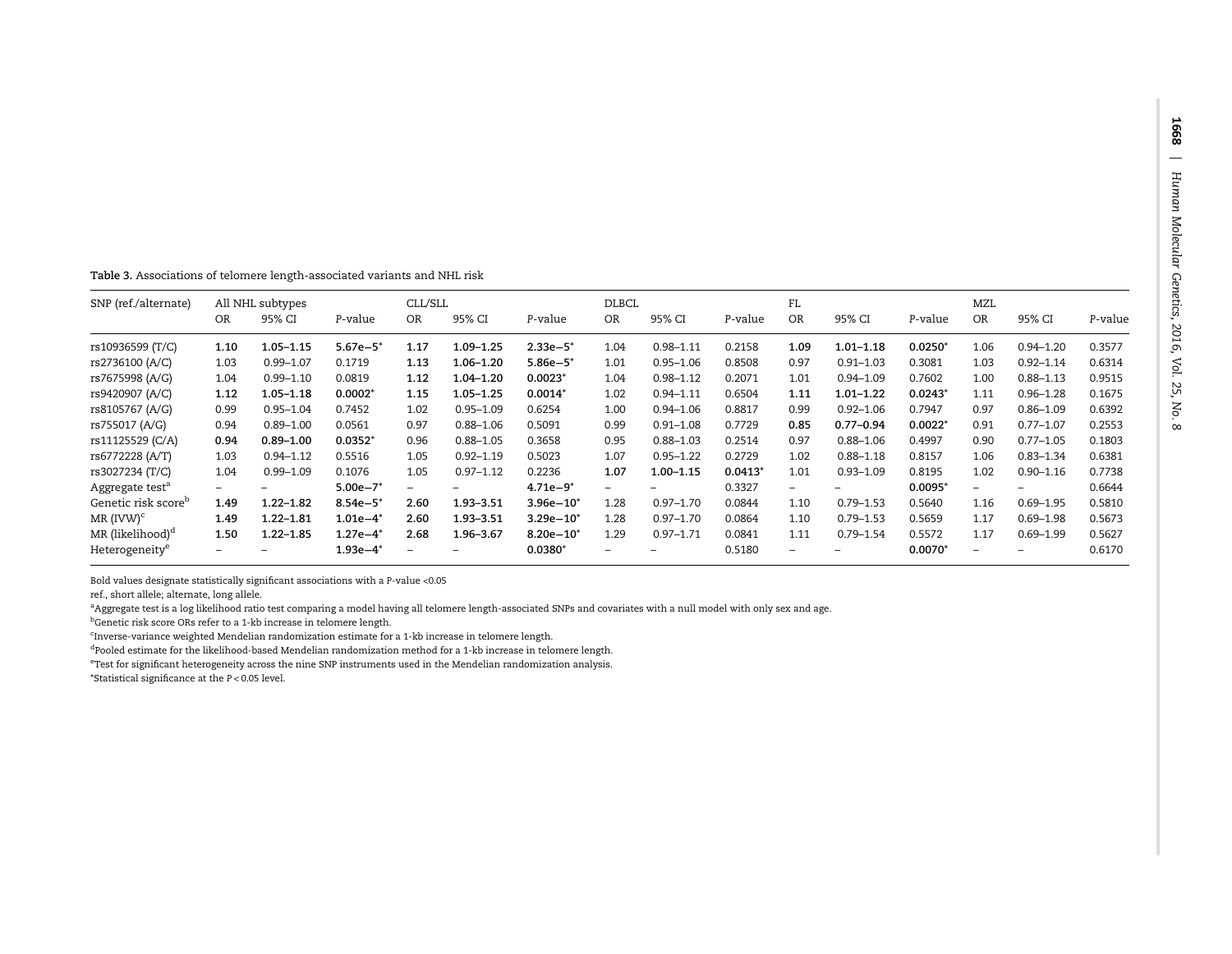**Table 3.** Associations of telomere length-associated variants and NHL risk

| SNP (ref./alternate) | All NHL subtypes | | | CLL/SLL | | | DLBCL | | | FL | | | MZL | | |
|---|---|---|---|---|---|---|---|---|---|---|---|---|---|---|---|
| | OR | 95% CI | P-value | OR | 95% CI | P-value | OR | 95% CI | P-value | OR | 95% CI | P-value | OR | 95% CI | P-value |
| rs10936599 (T/C) | **1.10** | **1.05–1.15** | **5.67e−5*** | **1.17** | **1.09–1.25** | **2.33e−5*** | 1.04 | 0.98–1.11 | 0.2158 | **1.09** | **1.01–1.18** | **0.0250*** | 1.06 | 0.94–1.20 | 0.3577 |
| rs2736100 (A/C) | 1.03 | 0.99–1.07 | 0.1719 | **1.13** | **1.06–1.20** | **5.86e−5*** | 1.01 | 0.95–1.06 | 0.8508 | 0.97 | 0.91–1.03 | 0.3081 | 1.03 | 0.92–1.14 | 0.6314 |
| rs7675998 (A/G) | 1.04 | 0.99–1.10 | 0.0819 | **1.12** | **1.04–1.20** | **0.0023*** | 1.04 | 0.98–1.12 | 0.2071 | 1.01 | 0.94–1.09 | 0.7602 | 1.00 | 0.88–1.13 | 0.9515 |
| rs9420907 (A/C) | **1.12** | **1.05–1.18** | **0.0002*** | **1.15** | **1.05–1.25** | **0.0014*** | 1.02 | 0.94–1.11 | 0.6504 | **1.11** | **1.01–1.22** | **0.0243*** | 1.11 | 0.96–1.28 | 0.1675 |
| rs8105767 (A/G) | 0.99 | 0.95–1.04 | 0.7452 | 1.02 | 0.95–1.09 | 0.6254 | 1.00 | 0.94–1.06 | 0.8817 | 0.99 | 0.92–1.06 | 0.7947 | 0.97 | 0.86–1.09 | 0.6392 |
| rs755017 (A/G) | 0.94 | 0.89–1.00 | 0.0561 | 0.97 | 0.88–1.06 | 0.5091 | 0.99 | 0.91–1.08 | 0.7729 | **0.85** | **0.77–0.94** | **0.0022*** | 0.91 | 0.77–1.07 | 0.2553 |
| rs11125529 (C/A) | **0.94** | **0.89–1.00** | **0.0352*** | 0.96 | 0.88–1.05 | 0.3658 | 0.95 | 0.88–1.03 | 0.2514 | 0.97 | 0.88–1.06 | 0.4997 | 0.90 | 0.77–1.05 | 0.1803 |
| rs6772228 (A/T) | 1.03 | 0.94–1.12 | 0.5516 | 1.05 | 0.92–1.19 | 0.5023 | 1.07 | 0.95–1.22 | 0.2729 | 1.02 | 0.88–1.18 | 0.8157 | 1.06 | 0.83–1.34 | 0.6381 |
| rs3027234 (T/C) | 1.04 | 0.99–1.09 | 0.1076 | 1.05 | 0.97–1.12 | 0.2236 | **1.07** | **1.00–1.15** | **0.0413*** | 1.01 | 0.93–1.09 | 0.8195 | 1.02 | 0.90–1.16 | 0.7738 |
| Aggregate test[a] | – | – | **5.00e−7*** | – | – | **4.71e−9*** | – | – | 0.3327 | – | – | **0.0095*** | – | – | 0.6644 |
| Genetic risk score[b] | **1.49** | **1.22–1.82** | **8.54e−5*** | **2.60** | **1.93–3.51** | **3.96e−10*** | 1.28 | 0.97–1.70 | 0.0844 | 1.10 | 0.79–1.53 | 0.5640 | 1.16 | 0.69–1.95 | 0.5810 |
| MR (IVW)[c] | **1.49** | **1.22–1.81** | **1.01e−4*** | **2.60** | **1.93–3.51** | **3.29e−10*** | 1.28 | 0.97–1.70 | 0.0864 | 1.10 | 0.79–1.53 | 0.5659 | 1.17 | 0.69–1.98 | 0.5673 |
| MR (likelihood)[d] | **1.50** | **1.22–1.85** | **1.27e−4*** | **2.68** | **1.96–3.67** | **8.20e−10*** | 1.29 | 0.97–1.71 | 0.0841 | 1.11 | 0.79–1.54 | 0.5572 | 1.17 | 0.69–1.99 | 0.5627 |
| Heterogeneity[e] | – | – | **1.93e−4*** | – | – | **0.0380*** | – | – | 0.5180 | – | – | **0.0070*** | – | – | 0.6170 |

Bold values designate statistically significant associations with a P-value <0.05

ref., short allele; alternate, long allele.

[a]Aggregate test is a log likelihood ratio test comparing a model having all telomere length-associated SNPs and covariates with a null model with only sex and age.

[b]Genetic risk score ORs refer to a 1-kb increase in telomere length.

[c]Inverse-variance weighted Mendelian randomization estimate for a 1-kb increase in telomere length.

[d]Pooled estimate for the likelihood-based Mendelian randomization method for a 1-kb increase in telomere length.

[e]Test for significant heterogeneity across the nine SNP instruments used in the Mendelian randomization analysis.

*Statistical significance at the $P < 0.05$ level.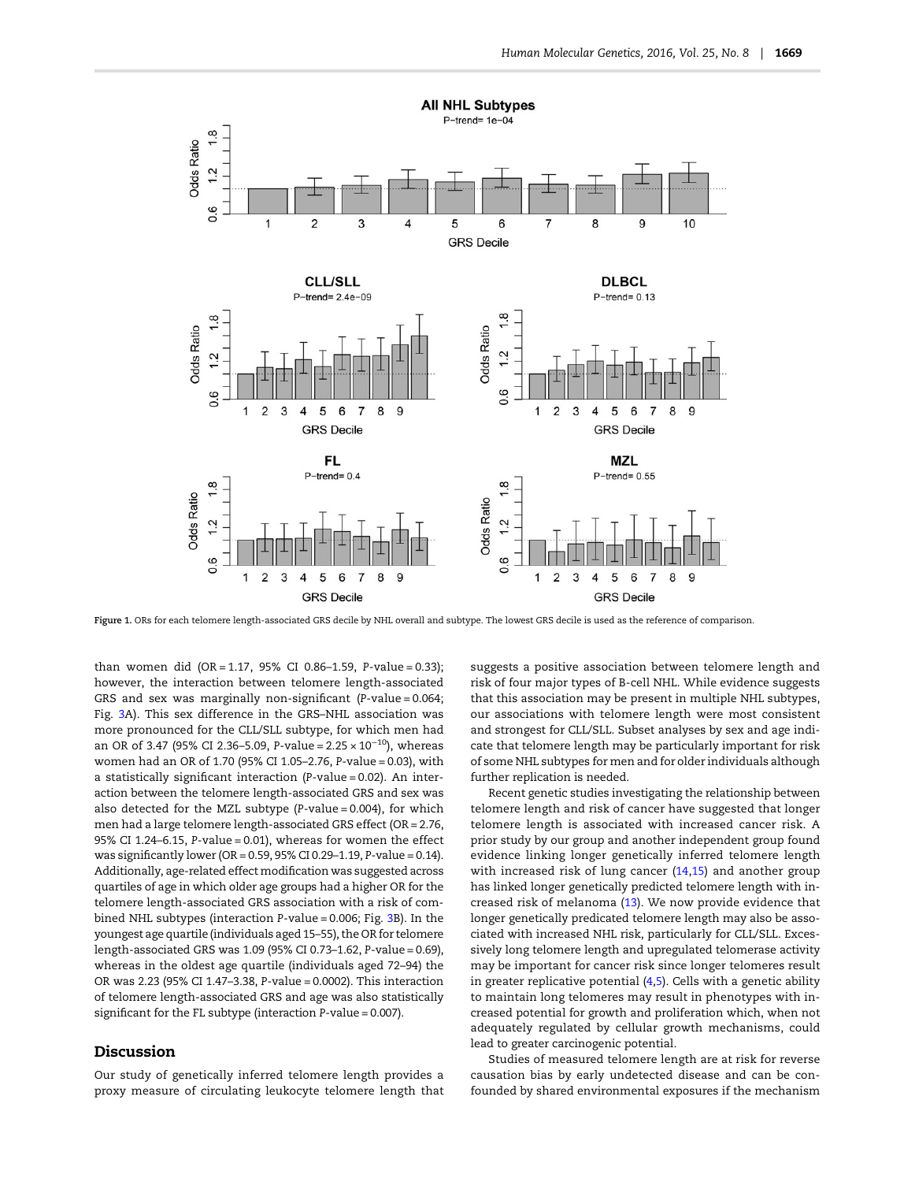Figure 1. ORs for each telomere length-associated GRS decile by NHL overall and subtype. The lowest GRS decile is used as the reference of comparison.

than women did (OR = 1.17, 95% CI 0.86–1.59, P-value = 0.33); however, the interaction between telomere length-associated GRS and sex was marginally non-significant (P-value = 0.064; Fig. 3A). This sex difference in the GRS–NHL association was more pronounced for the CLL/SLL subtype, for which men had an OR of 3.47 (95% CI 2.36–5.09, P-value = $2.25 \times 10^{-10}$), whereas women had an OR of 1.70 (95% CI 1.05–2.76, P-value = 0.03), with a statistically significant interaction (P-value = 0.02). An interaction between the telomere length-associated GRS and sex was also detected for the MZL subtype (P-value = 0.004), for which men had a large telomere length-associated GRS effect (OR = 2.76, 95% CI 1.24–6.15, P-value = 0.01), whereas for women the effect was significantly lower (OR = 0.59, 95% CI 0.29–1.19, P-value = 0.14). Additionally, age-related effect modification was suggested across quartiles of age in which older age groups had a higher OR for the telomere length-associated GRS association with a risk of combined NHL subtypes (interaction P-value = 0.006; Fig. 3B). In the youngest age quartile (individuals aged 15–55), the OR for telomere length-associated GRS was 1.09 (95% CI 0.73–1.62, P-value = 0.69), whereas in the oldest age quartile (individuals aged 72–94) the OR was 2.23 (95% CI 1.47–3.38, P-value = 0.0002). This interaction of telomere length-associated GRS and age was also statistically significant for the FL subtype (interaction P-value = 0.007).

## Discussion

Our study of genetically inferred telomere length provides a proxy measure of circulating leukocyte telomere length that suggests a positive association between telomere length and risk of four major types of B-cell NHL. While evidence suggests that this association may be present in multiple NHL subtypes, our associations with telomere length were most consistent and strongest for CLL/SLL. Subset analyses by sex and age indicate that telomere length may be particularly important for risk of some NHL subtypes for men and for older individuals although further replication is needed.

Recent genetic studies investigating the relationship between telomere length and risk of cancer have suggested that longer telomere length is associated with increased cancer risk. A prior study by our group and another independent group found evidence linking longer genetically inferred telomere length with increased risk of lung cancer (14,15) and another group has linked longer genetically predicted telomere length with increased risk of melanoma (13). We now provide evidence that longer genetically predicated telomere length may also be associated with increased NHL risk, particularly for CLL/SLL. Excessively long telomere length and upregulated telomerase activity may be important for cancer risk since longer telomeres result in greater replicative potential (4,5). Cells with a genetic ability to maintain long telomeres may result in phenotypes with increased potential for growth and proliferation which, when not adequately regulated by cellular growth mechanisms, could lead to greater carcinogenic potential.

Studies of measured telomere length are at risk for reverse causation bias by early undetected disease and can be confounded by shared environmental exposures if the mechanism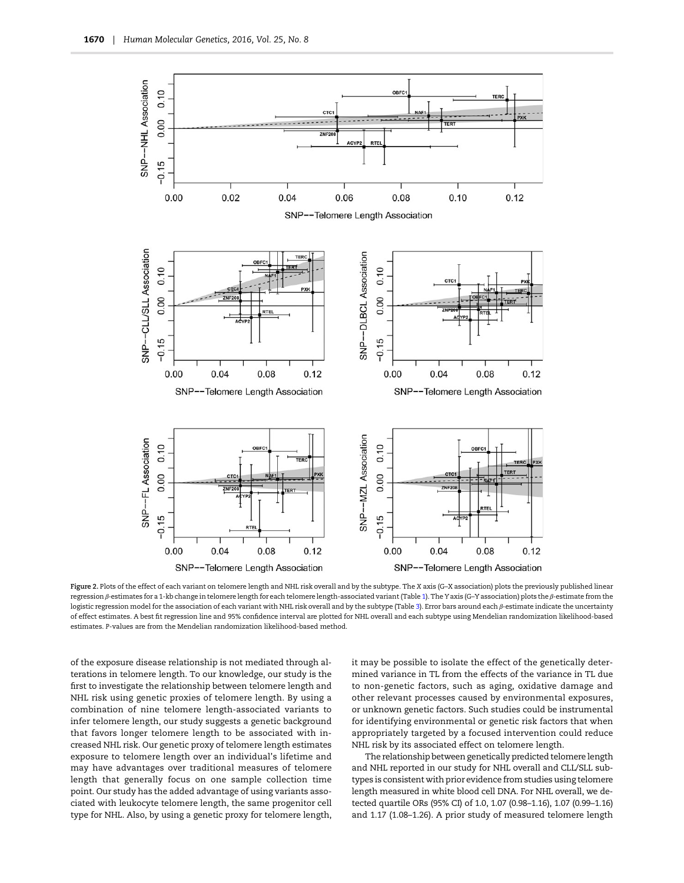SNP--NHL Association

0.10
0.00
−0.15

0.00 0.02 0.04 0.06 0.08 0.10 0.12

SNP--Telomere Length Association

OBFC1, TERC, CTC1, NAF1, PXK, TERT, ZNF208, ACYP2, RTEL

SNP--CLL/SLL Association

SNP--DLBCL Association

SNP--FL Association

SNP--MZL Association

0.00 0.04 0.08 0.12

SNP--Telomere Length Association

**Figure 2.** Plots of the effect of each variant on telomere length and NHL risk overall and by the subtype. The X axis (G–X association) plots the previously published linear regression β-estimates for a 1-kb change in telomere length for each telomere length-associated variant (Table 1). The Y axis (G–Y association) plots the β-estimate from the logistic regression model for the association of each variant with NHL risk overall and by the subtype (Table 3). Error bars around each β-estimate indicate the uncertainty of effect estimates. A best fit regression line and 95% confidence interval are plotted for NHL overall and each subtype using Mendelian randomization likelihood-based estimates. P-values are from the Mendelian randomization likelihood-based method.

of the exposure disease relationship is not mediated through alterations in telomere length. To our knowledge, our study is the first to investigate the relationship between telomere length and NHL risk using genetic proxies of telomere length. By using a combination of nine telomere length-associated variants to infer telomere length, our study suggests a genetic background that favors longer telomere length to be associated with increased NHL risk. Our genetic proxy of telomere length estimates exposure to telomere length over an individual's lifetime and may have advantages over traditional measures of telomere length that generally focus on one sample collection time point. Our study has the added advantage of using variants associated with leukocyte telomere length, the same progenitor cell type for NHL. Also, by using a genetic proxy for telomere length, it may be possible to isolate the effect of the genetically determined variance in TL from the effects of the variance in TL due to non-genetic factors, such as aging, oxidative damage and other relevant processes caused by environmental exposures, or unknown genetic factors. Such studies could be instrumental for identifying environmental or genetic risk factors that when appropriately targeted by a focused intervention could reduce NHL risk by its associated effect on telomere length.

The relationship between genetically predicted telomere length and NHL reported in our study for NHL overall and CLL/SLL subtypes is consistent with prior evidence from studies using telomere length measured in white blood cell DNA. For NHL overall, we detected quartile ORs (95% CI) of 1.0, 1.07 (0.98–1.16), 1.07 (0.99–1.16) and 1.17 (1.08–1.26). A prior study of measured telomere length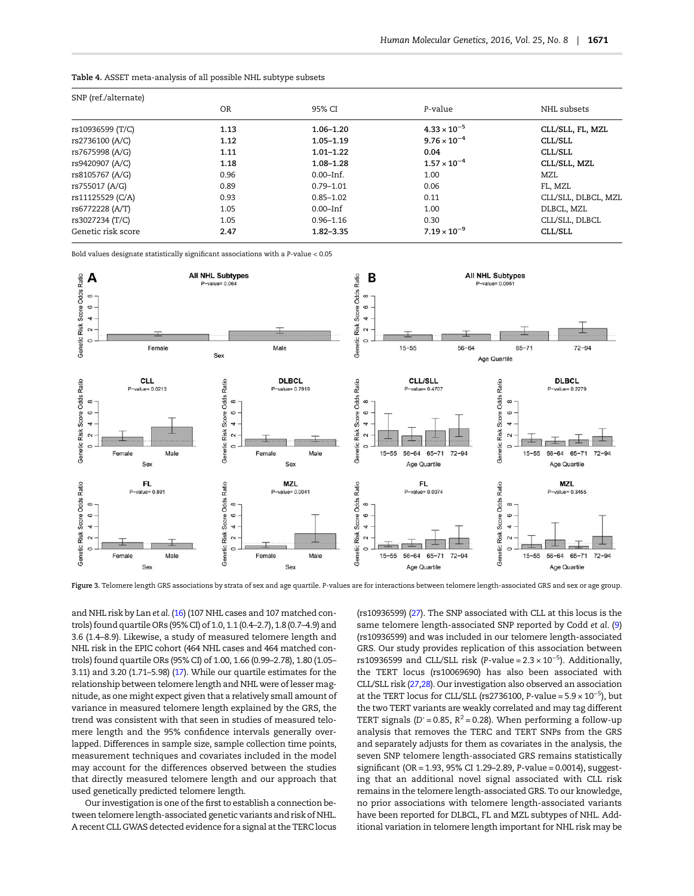Table 4. ASSET meta-analysis of all possible NHL subtype subsets

| SNP (ref./alternate) | OR | 95% CI | P-value | NHL subsets |
|---|---|---|---|---|
| rs10936599 (T/C) | **1.13** | **1.06–1.20** | **$4.33 \times 10^{-5}$** | **CLL/SLL, FL, MZL** |
| rs2736100 (A/C) | **1.12** | **1.05–1.19** | **$9.76 \times 10^{-4}$** | **CLL/SLL** |
| rs7675998 (A/G) | **1.11** | **1.01–1.22** | **0.04** | **CLL/SLL** |
| rs9420907 (A/C) | **1.18** | **1.08–1.28** | **$1.57 \times 10^{-4}$** | **CLL/SLL, MZL** |
| rs8105767 (A/G) | 0.96 | 0.00–Inf. | 1.00 | MZL |
| rs755017 (A/G) | 0.89 | 0.79–1.01 | 0.06 | FL, MZL |
| rs11125529 (C/A) | 0.93 | 0.85–1.02 | 0.11 | CLL/SLL, DLBCL, MZL |
| rs6772228 (A/T) | 1.05 | 0.00–Inf | 1.00 | DLBCL, MZL |
| rs3027234 (T/C) | 1.05 | 0.96–1.16 | 0.30 | CLL/SLL, DLBCL |
| Genetic risk score | **2.47** | **1.82–3.35** | **$7.19 \times 10^{-9}$** | **CLL/SLL** |

Bold values designate statistically significant associations with a P-value < 0.05

Figure 3. Telomere length GRS associations by strata of sex and age quartile. P-values are for interactions between telomere length-associated GRS and sex or age group.

and NHL risk by Lan *et al.* (16) (107 NHL cases and 107 matched controls) found quartile ORs (95% CI) of 1.0, 1.1 (0.4–2.7), 1.8 (0.7–4.9) and 3.6 (1.4–8.9). Likewise, a study of measured telomere length and NHL risk in the EPIC cohort (464 NHL cases and 464 matched controls) found quartile ORs (95% CI) of 1.00, 1.66 (0.99–2.78), 1.80 (1.05–3.11) and 3.20 (1.71–5.98) (17). While our quartile estimates for the relationship between telomere length and NHL were of lesser magnitude, as one might expect given that a relatively small amount of variance in measured telomere length explained by the GRS, the trend was consistent with that seen in studies of measured telomere length and the 95% confidence intervals generally overlapped. Differences in sample size, sample collection time points, measurement techniques and covariates included in the model may account for the differences observed between the studies that directly measured telomere length and our approach that used genetically predicted telomere length.

Our investigation is one of the first to establish a connection between telomere length-associated genetic variants and risk of NHL. A recent CLL GWAS detected evidence for a signal at the TERC locus (rs10936599) (27). The SNP associated with CLL at this locus is the same telomere length-associated SNP reported by Codd *et al.* (9) (rs10936599) and was included in our telomere length-associated GRS. Our study provides replication of this association between rs10936599 and CLL/SLL risk (P-value = $2.3 \times 10^{-5}$). Additionally, the TERT locus (rs10069690) has also been associated with CLL/SLL risk (27,28). Our investigation also observed an association at the TERT locus for CLL/SLL (rs2736100, P-value = $5.9 \times 10^{-5}$), but the two TERT variants are weakly correlated and may tag different TERT signals ($D' = 0.85$, $R^2 = 0.28$). When performing a follow-up analysis that removes the TERC and TERT SNPs from the GRS and separately adjusts for them as covariates in the analysis, the seven SNP telomere length-associated GRS remains statistically significant (OR = 1.93, 95% CI 1.29–2.89, P-value = 0.0014), suggesting that an additional novel signal associated with CLL risk remains in the telomere length-associated GRS. To our knowledge, no prior associations with telomere length-associated variants have been reported for DLBCL, FL and MZL subtypes of NHL. Additional variation in telomere length important for NHL risk may be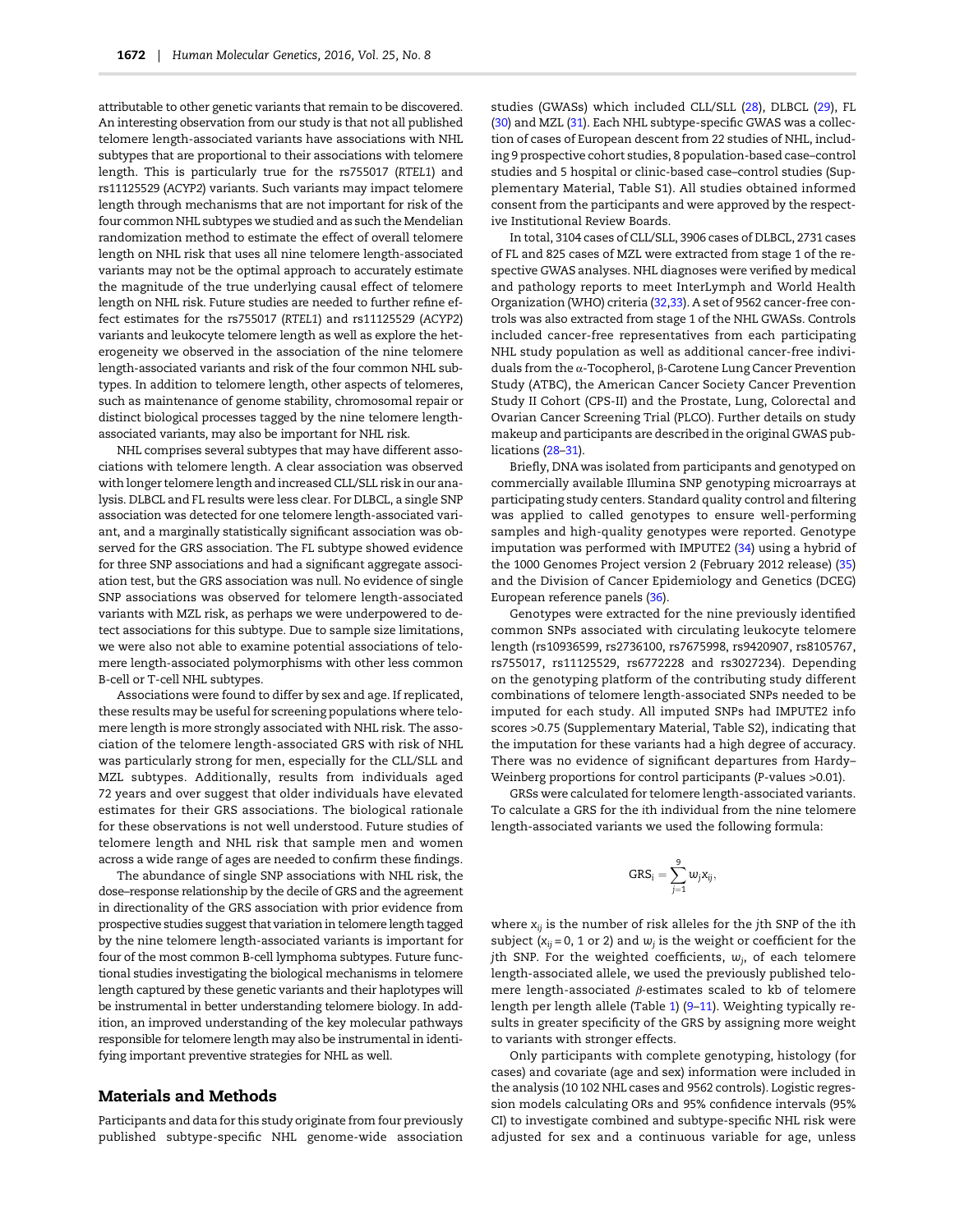attributable to other genetic variants that remain to be discovered. An interesting observation from our study is that not all published telomere length-associated variants have associations with NHL subtypes that are proportional to their associations with telomere length. This is particularly true for the rs755017 (*RTEL1*) and rs11125529 (*ACYP2*) variants. Such variants may impact telomere length through mechanisms that are not important for risk of the four common NHL subtypes we studied and as such the Mendelian randomization method to estimate the effect of overall telomere length on NHL risk that uses all nine telomere length-associated variants may not be the optimal approach to accurately estimate the magnitude of the true underlying causal effect of telomere length on NHL risk. Future studies are needed to further refine effect estimates for the rs755017 (*RTEL1*) and rs11125529 (*ACYP2*) variants and leukocyte telomere length as well as explore the heterogeneity we observed in the association of the nine telomere length-associated variants and risk of the four common NHL subtypes. In addition to telomere length, other aspects of telomeres, such as maintenance of genome stability, chromosomal repair or distinct biological processes tagged by the nine telomere length-associated variants, may also be important for NHL risk.

NHL comprises several subtypes that may have different associations with telomere length. A clear association was observed with longer telomere length and increased CLL/SLL risk in our analysis. DLBCL and FL results were less clear. For DLBCL, a single SNP association was detected for one telomere length-associated variant, and a marginally statistically significant association was observed for the GRS association. The FL subtype showed evidence for three SNP associations and had a significant aggregate association test, but the GRS association was null. No evidence of single SNP associations was observed for telomere length-associated variants with MZL risk, as perhaps we were underpowered to detect associations for this subtype. Due to sample size limitations, we were also not able to examine potential associations of telomere length-associated polymorphisms with other less common B-cell or T-cell NHL subtypes.

Associations were found to differ by sex and age. If replicated, these results may be useful for screening populations where telomere length is more strongly associated with NHL risk. The association of the telomere length-associated GRS with risk of NHL was particularly strong for men, especially for the CLL/SLL and MZL subtypes. Additionally, results from individuals aged 72 years and over suggest that older individuals have elevated estimates for their GRS associations. The biological rationale for these observations is not well understood. Future studies of telomere length and NHL risk that sample men and women across a wide range of ages are needed to confirm these findings.

The abundance of single SNP associations with NHL risk, the dose–response relationship by the decile of GRS and the agreement in directionality of the GRS association with prior evidence from prospective studies suggest that variation in telomere length tagged by the nine telomere length-associated variants is important for four of the most common B-cell lymphoma subtypes. Future functional studies investigating the biological mechanisms in telomere length captured by these genetic variants and their haplotypes will be instrumental in better understanding telomere biology. In addition, an improved understanding of the key molecular pathways responsible for telomere length may also be instrumental in identifying important preventive strategies for NHL as well.

## Materials and Methods

Participants and data for this study originate from four previously published subtype-specific NHL genome-wide association studies (GWASs) which included CLL/SLL (28), DLBCL (29), FL (30) and MZL (31). Each NHL subtype-specific GWAS was a collection of cases of European descent from 22 studies of NHL, including 9 prospective cohort studies, 8 population-based case–control studies and 5 hospital or clinic-based case–control studies (Supplementary Material, Table S1). All studies obtained informed consent from the participants and were approved by the respective Institutional Review Boards.

In total, 3104 cases of CLL/SLL, 3906 cases of DLBCL, 2731 cases of FL and 825 cases of MZL were extracted from stage 1 of the respective GWAS analyses. NHL diagnoses were verified by medical and pathology reports to meet InterLymph and World Health Organization (WHO) criteria (32,33). A set of 9562 cancer-free controls was also extracted from stage 1 of the NHL GWASs. Controls included cancer-free representatives from each participating NHL study population as well as additional cancer-free individuals from the α-Tocopherol, β-Carotene Lung Cancer Prevention Study (ATBC), the American Cancer Society Cancer Prevention Study II Cohort (CPS-II) and the Prostate, Lung, Colorectal and Ovarian Cancer Screening Trial (PLCO). Further details on study makeup and participants are described in the original GWAS publications (28–31).

Briefly, DNA was isolated from participants and genotyped on commercially available Illumina SNP genotyping microarrays at participating study centers. Standard quality control and filtering was applied to called genotypes to ensure well-performing samples and high-quality genotypes were reported. Genotype imputation was performed with IMPUTE2 (34) using a hybrid of the 1000 Genomes Project version 2 (February 2012 release) (35) and the Division of Cancer Epidemiology and Genetics (DCEG) European reference panels (36).

Genotypes were extracted for the nine previously identified common SNPs associated with circulating leukocyte telomere length (rs10936599, rs2736100, rs7675998, rs9420907, rs8105767, rs755017, rs11125529, rs6772228 and rs3027234). Depending on the genotyping platform of the contributing study different combinations of telomere length-associated SNPs needed to be imputed for each study. All imputed SNPs had IMPUTE2 info scores >0.75 (Supplementary Material, Table S2), indicating that the imputation for these variants had a high degree of accuracy. There was no evidence of significant departures from Hardy–Weinberg proportions for control participants ($P$-values >0.01).

GRSs were calculated for telomere length-associated variants. To calculate a GRS for the ith individual from the nine telomere length-associated variants we used the following formula:

$$\mathrm{GRS}_i = \sum_{j=1}^{9} w_j x_{ij},$$

where $x_{ij}$ is the number of risk alleles for the $j$th SNP of the $i$th subject ($x_{ij} = 0$, 1 or 2) and $w_j$ is the weight or coefficient for the $j$th SNP. For the weighted coefficients, $w_j$, of each telomere length-associated allele, we used the previously published telomere length-associated $\beta$-estimates scaled to kb of telomere length per length allele (Table 1) (9–11). Weighting typically results in greater specificity of the GRS by assigning more weight to variants with stronger effects.

Only participants with complete genotyping, histology (for cases) and covariate (age and sex) information were included in the analysis (10 102 NHL cases and 9562 controls). Logistic regression models calculating ORs and 95% confidence intervals (95% CI) to investigate combined and subtype-specific NHL risk were adjusted for sex and a continuous variable for age, unless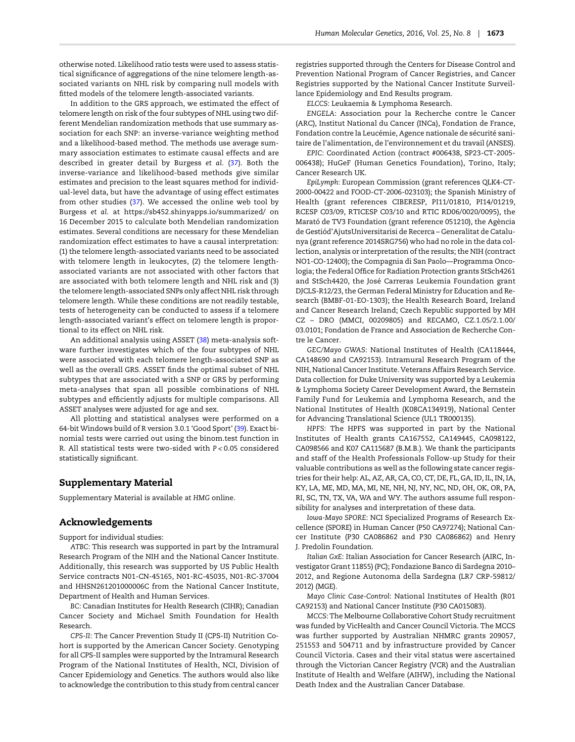otherwise noted. Likelihood ratio tests were used to assess statistical significance of aggregations of the nine telomere length-associated variants on NHL risk by comparing null models with fitted models of the telomere length-associated variants.

In addition to the GRS approach, we estimated the effect of telomere length on risk of the four subtypes of NHL using two different Mendelian randomization methods that use summary association for each SNP: an inverse-variance weighting method and a likelihood-based method. The methods use average summary association estimates to estimate causal effects and are described in greater detail by Burgess *et al.* (37). Both the inverse-variance and likelihood-based methods give similar estimates and precision to the least squares method for individual-level data, but have the advantage of using effect estimates from other studies (37). We accessed the online web tool by Burgess *et al.* at https://sb452.shinyapps.io/summarized/ on 16 December 2015 to calculate both Mendelian randomization estimates. Several conditions are necessary for these Mendelian randomization effect estimates to have a causal interpretation: (1) the telomere length-associated variants need to be associated with telomere length in leukocytes, (2) the telomere length-associated variants are not associated with other factors that are associated with both telomere length and NHL risk and (3) the telomere length-associated SNPs only affect NHL risk through telomere length. While these conditions are not readily testable, tests of heterogeneity can be conducted to assess if a telomere length-associated variant's effect on telomere length is proportional to its effect on NHL risk.

An additional analysis using ASSET (38) meta-analysis software further investigates which of the four subtypes of NHL were associated with each telomere length-associated SNP as well as the overall GRS. ASSET finds the optimal subset of NHL subtypes that are associated with a SNP or GRS by performing meta-analyses that span all possible combinations of NHL subtypes and efficiently adjusts for multiple comparisons. All ASSET analyses were adjusted for age and sex.

All plotting and statistical analyses were performed on a 64-bit Windows build of R version 3.0.1 'Good Sport' (39). Exact binomial tests were carried out using the binom.test function in R. All statistical tests were two-sided with $P < 0.05$ considered statistically significant.

## Supplementary Material

Supplementary Material is available at *HMG* online.

## Acknowledgements

Support for individual studies:

*ATBC*: This research was supported in part by the Intramural Research Program of the NIH and the National Cancer Institute. Additionally, this research was supported by US Public Health Service contracts N01-CN-45165, N01-RC-45035, N01-RC-37004 and HHSN261201000006C from the National Cancer Institute, Department of Health and Human Services.

*BC*: Canadian Institutes for Health Research (CIHR); Canadian Cancer Society and Michael Smith Foundation for Health Research.

*CPS-II*: The Cancer Prevention Study II (CPS-II) Nutrition Cohort is supported by the American Cancer Society. Genotyping for all CPS-II samples were supported by the Intramural Research Program of the National Institutes of Health, NCI, Division of Cancer Epidemiology and Genetics. The authors would also like to acknowledge the contribution to this study from central cancer registries supported through the Centers for Disease Control and Prevention National Program of Cancer Registries, and Cancer Registries supported by the National Cancer Institute Surveillance Epidemiology and End Results program.

*ELCCS*: Leukaemia & Lymphoma Research.

*ENGELA*: Association pour la Recherche contre le Cancer (ARC), Institut National du Cancer (INCa), Fondation de France, Fondation contre la Leucémie, Agence nationale de sécurité sanitaire de l'alimentation, de l'environnement et du travail (ANSES).

*EPIC*: Coordinated Action (contract #006438, SP23-CT-2005-006438); HuGeF (Human Genetics Foundation), Torino, Italy; Cancer Research UK.

*EpiLymph*: European Commission (grant references QLK4-CT-2000-00422 and FOOD-CT-2006-023103); the Spanish Ministry of Health (grant references CIBERESP, PI11/01810, PI14/01219, RCESP C03/09, RTICESP C03/10 and RTIC RD06/0020/0095), the Marató de TV3 Foundation (grant reference 051210), the Agència de Gestiód'AjutsUniversitarisi de Recerca – Generalitat de Catalunya (grant reference 2014SRG756) who had no role in the data collection, analysis or interpretation of the results; the NIH (contract NO1-CO-12400); the Compagnia di San Paolo—Programma Oncologia; the Federal Office for Radiation Protection grants StSch4261 and StSch4420, the José Carreras Leukemia Foundation grant DJCLS-R12/23, the German Federal Ministry for Education and Research (BMBF-01-EO-1303); the Health Research Board, Ireland and Cancer Research Ireland; Czech Republic supported by MH CZ – DRO (MMCI, 00209805) and RECAMO, CZ.1.05/2.1.00/03.0101; Fondation de France and Association de Recherche Contre le Cancer.

*GEC/Mayo GWAS*: National Institutes of Health (CA118444, CA148690 and CA92153). Intramural Research Program of the NIH, National Cancer Institute. Veterans Affairs Research Service. Data collection for Duke University was supported by a Leukemia & Lymphoma Society Career Development Award, the Bernstein Family Fund for Leukemia and Lymphoma Research, and the National Institutes of Health (K08CA134919), National Center for Advancing Translational Science (UL1 TR000135).

*HPFS*: The HPFS was supported in part by the National Institutes of Health grants CA167552, CA149445, CA098122, CA098566 and K07 CA115687 (B.M.B.). We thank the participants and staff of the Health Professionals Follow-up Study for their valuable contributions as well as the following state cancer registries for their help: AL, AZ, AR, CA, CO, CT, DE, FL, GA, ID, IL, IN, IA, KY, LA, ME, MD, MA, MI, NE, NH, NJ, NY, NC, ND, OH, OK, OR, PA, RI, SC, TN, TX, VA, WA and WY. The authors assume full responsibility for analyses and interpretation of these data.

*Iowa-Mayo SPORE*: NCI Specialized Programs of Research Excellence (SPORE) in Human Cancer (P50 CA97274); National Cancer Institute (P30 CA086862 and P30 CA086862) and Henry J. Predolin Foundation.

*Italian GxE*: Italian Association for Cancer Research (AIRC, Investigator Grant 11855) (PC); Fondazione Banco di Sardegna 2010–2012, and Regione Autonoma della Sardegna (LR7 CRP-59812/2012) (MGE).

*Mayo Clinic Case-Control*: National Institutes of Health (R01 CA92153) and National Cancer Institute (P30 CA015083).

*MCCS*: The Melbourne Collaborative Cohort Study recruitment was funded by VicHealth and Cancer Council Victoria. The MCCS was further supported by Australian NHMRC grants 209057, 251553 and 504711 and by infrastructure provided by Cancer Council Victoria. Cases and their vital status were ascertained through the Victorian Cancer Registry (VCR) and the Australian Institute of Health and Welfare (AIHW), including the National Death Index and the Australian Cancer Database.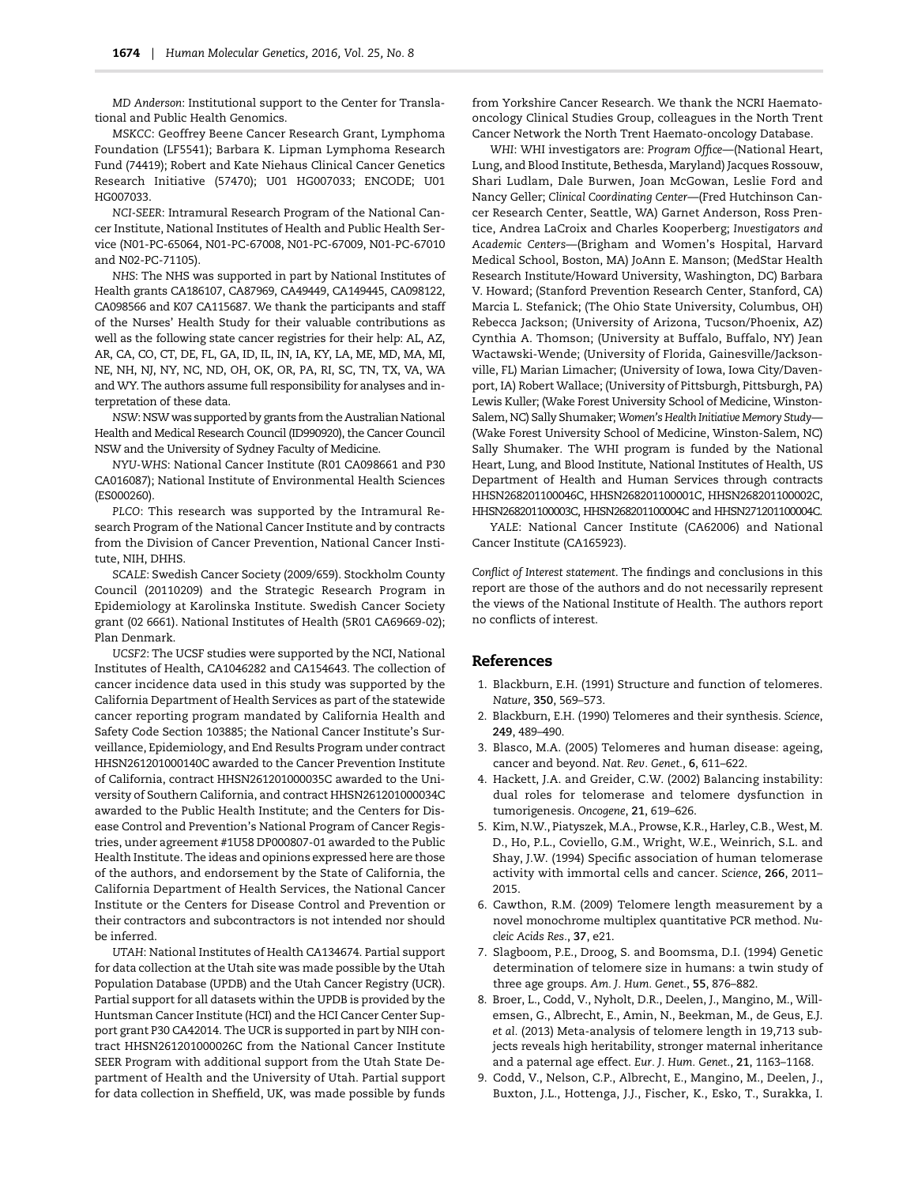*MD Anderson*: Institutional support to the Center for Translational and Public Health Genomics.

*MSKCC*: Geoffrey Beene Cancer Research Grant, Lymphoma Foundation (LF5541); Barbara K. Lipman Lymphoma Research Fund (74419); Robert and Kate Niehaus Clinical Cancer Genetics Research Initiative (57470); U01 HG007033; ENCODE; U01 HG007033.

*NCI-SEER*: Intramural Research Program of the National Cancer Institute, National Institutes of Health and Public Health Service (N01-PC-65064, N01-PC-67008, N01-PC-67009, N01-PC-67010 and N02-PC-71105).

*NHS*: The NHS was supported in part by National Institutes of Health grants CA186107, CA87969, CA49449, CA149445, CA098122, CA098566 and K07 CA115687. We thank the participants and staff of the Nurses' Health Study for their valuable contributions as well as the following state cancer registries for their help: AL, AZ, AR, CA, CO, CT, DE, FL, GA, ID, IL, IN, IA, KY, LA, ME, MD, MA, MI, NE, NH, NJ, NY, NC, ND, OH, OK, OR, PA, RI, SC, TN, TX, VA, WA and WY. The authors assume full responsibility for analyses and interpretation of these data.

*NSW*: NSW was supported by grants from the Australian National Health and Medical Research Council (ID990920), the Cancer Council NSW and the University of Sydney Faculty of Medicine.

*NYU-WHS*: National Cancer Institute (R01 CA098661 and P30 CA016087); National Institute of Environmental Health Sciences (ES000260).

*PLCO*: This research was supported by the Intramural Research Program of the National Cancer Institute and by contracts from the Division of Cancer Prevention, National Cancer Institute, NIH, DHHS.

*SCALE*: Swedish Cancer Society (2009/659). Stockholm County Council (20110209) and the Strategic Research Program in Epidemiology at Karolinska Institute. Swedish Cancer Society grant (02 6661). National Institutes of Health (5R01 CA69669-02); Plan Denmark.

*UCSF2*: The UCSF studies were supported by the NCI, National Institutes of Health, CA1046282 and CA154643. The collection of cancer incidence data used in this study was supported by the California Department of Health Services as part of the statewide cancer reporting program mandated by California Health and Safety Code Section 103885; the National Cancer Institute's Surveillance, Epidemiology, and End Results Program under contract HHSN261201000140C awarded to the Cancer Prevention Institute of California, contract HHSN261201000035C awarded to the University of Southern California, and contract HHSN261201000034C awarded to the Public Health Institute; and the Centers for Disease Control and Prevention's National Program of Cancer Registries, under agreement #1U58 DP000807-01 awarded to the Public Health Institute. The ideas and opinions expressed here are those of the authors, and endorsement by the State of California, the California Department of Health Services, the National Cancer Institute or the Centers for Disease Control and Prevention or their contractors and subcontractors is not intended nor should be inferred.

*UTAH*: National Institutes of Health CA134674. Partial support for data collection at the Utah site was made possible by the Utah Population Database (UPDB) and the Utah Cancer Registry (UCR). Partial support for all datasets within the UPDB is provided by the Huntsman Cancer Institute (HCI) and the HCI Cancer Center Support grant P30 CA42014. The UCR is supported in part by NIH contract HHSN261201000026C from the National Cancer Institute SEER Program with additional support from the Utah State Department of Health and the University of Utah. Partial support for data collection in Sheffield, UK, was made possible by funds from Yorkshire Cancer Research. We thank the NCRI Haemato-oncology Clinical Studies Group, colleagues in the North Trent Cancer Network the North Trent Haemato-oncology Database.

*WHI*: WHI investigators are: *Program Office*—(National Heart, Lung, and Blood Institute, Bethesda, Maryland) Jacques Rossouw, Shari Ludlam, Dale Burwen, Joan McGowan, Leslie Ford and Nancy Geller; *Clinical Coordinating Center*—(Fred Hutchinson Cancer Research Center, Seattle, WA) Garnet Anderson, Ross Prentice, Andrea LaCroix and Charles Kooperberg; *Investigators and Academic Centers*—(Brigham and Women's Hospital, Harvard Medical School, Boston, MA) JoAnn E. Manson; (MedStar Health Research Institute/Howard University, Washington, DC) Barbara V. Howard; (Stanford Prevention Research Center, Stanford, CA) Marcia L. Stefanick; (The Ohio State University, Columbus, OH) Rebecca Jackson; (University of Arizona, Tucson/Phoenix, AZ) Cynthia A. Thomson; (University at Buffalo, Buffalo, NY) Jean Wactawski-Wende; (University of Florida, Gainesville/Jacksonville, FL) Marian Limacher; (University of Iowa, Iowa City/Davenport, IA) Robert Wallace; (University of Pittsburgh, Pittsburgh, PA) Lewis Kuller; (Wake Forest University School of Medicine, Winston-Salem, NC) Sally Shumaker; *Women's Health Initiative Memory Study*—(Wake Forest University School of Medicine, Winston-Salem, NC) Sally Shumaker. The WHI program is funded by the National Heart, Lung, and Blood Institute, National Institutes of Health, US Department of Health and Human Services through contracts HHSN268201100046C, HHSN268201100001C, HHSN268201100002C, HHSN268201100003C, HHSN268201100004C and HHSN271201100004C.

*YALE*: National Cancer Institute (CA62006) and National Cancer Institute (CA165923).

*Conflict of Interest statement.* The findings and conclusions in this report are those of the authors and do not necessarily represent the views of the National Institute of Health. The authors report no conflicts of interest.

## References

1. Blackburn, E.H. (1991) Structure and function of telomeres. *Nature*, **350**, 569–573.
2. Blackburn, E.H. (1990) Telomeres and their synthesis. *Science*, **249**, 489–490.
3. Blasco, M.A. (2005) Telomeres and human disease: ageing, cancer and beyond. *Nat. Rev. Genet.*, **6**, 611–622.
4. Hackett, J.A. and Greider, C.W. (2002) Balancing instability: dual roles for telomerase and telomere dysfunction in tumorigenesis. *Oncogene*, **21**, 619–626.
5. Kim, N.W., Piatyszek, M.A., Prowse, K.R., Harley, C.B., West, M. D., Ho, P.L., Coviello, G.M., Wright, W.E., Weinrich, S.L. and Shay, J.W. (1994) Specific association of human telomerase activity with immortal cells and cancer. *Science*, **266**, 2011–2015.
6. Cawthon, R.M. (2009) Telomere length measurement by a novel monochrome multiplex quantitative PCR method. *Nucleic Acids Res.*, **37**, e21.
7. Slagboom, P.E., Droog, S. and Boomsma, D.I. (1994) Genetic determination of telomere size in humans: a twin study of three age groups. *Am. J. Hum. Genet.*, **55**, 876–882.
8. Broer, L., Codd, V., Nyholt, D.R., Deelen, J., Mangino, M., Willemsen, G., Albrecht, E., Amin, N., Beekman, M., de Geus, E.J. *et al.* (2013) Meta-analysis of telomere length in 19,713 subjects reveals high heritability, stronger maternal inheritance and a paternal age effect. *Eur. J. Hum. Genet.*, **21**, 1163–1168.
9. Codd, V., Nelson, C.P., Albrecht, E., Mangino, M., Deelen, J., Buxton, J.L., Hottenga, J.J., Fischer, K., Esko, T., Surakka, I.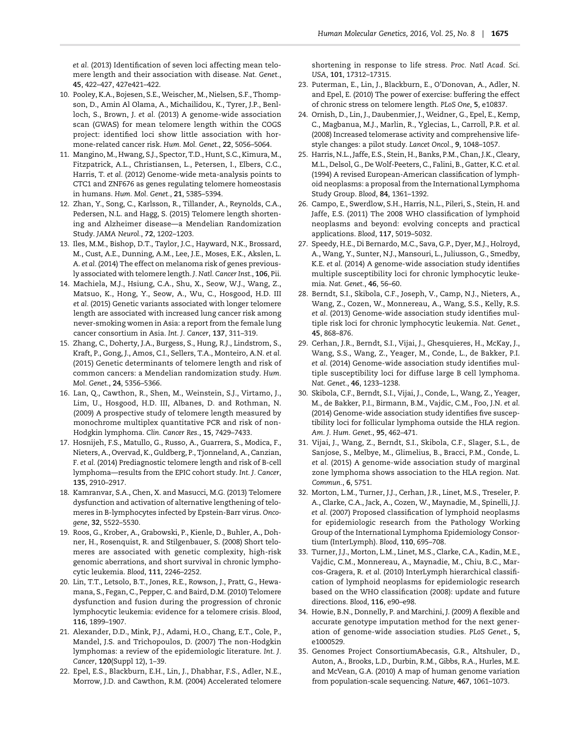et al. (2013) Identification of seven loci affecting mean telomere length and their association with disease. *Nat. Genet.*, **45**, 422–427, 427e421–422.

10. Pooley, K.A., Bojesen, S.E., Weischer, M., Nielsen, S.F., Thompson, D., Amin Al Olama, A., Michailidou, K., Tyrer, J.P., Benlloch, S., Brown, J. *et al.* (2013) A genome-wide association scan (GWAS) for mean telomere length within the COGS project: identified loci show little association with hormone-related cancer risk. *Hum. Mol. Genet.*, **22**, 5056–5064.
11. Mangino, M., Hwang, S.J., Spector, T.D., Hunt, S.C., Kimura, M., Fitzpatrick, A.L., Christiansen, L., Petersen, I., Elbers, C.C., Harris, T. *et al.* (2012) Genome-wide meta-analysis points to CTC1 and ZNF676 as genes regulating telomere homeostasis in humans. *Hum. Mol. Genet.*, **21**, 5385–5394.
12. Zhan, Y., Song, C., Karlsson, R., Tillander, A., Reynolds, C.A., Pedersen, N.L. and Hagg, S. (2015) Telomere length shortening and Alzheimer disease—a Mendelian Randomization Study. *JAMA Neurol.*, **72**, 1202–1203.
13. Iles, M.M., Bishop, D.T., Taylor, J.C., Hayward, N.K., Brossard, M., Cust, A.E., Dunning, A.M., Lee, J.E., Moses, E.K., Akslen, L. A. *et al.* (2014) The effect on melanoma risk of genes previously associated with telomere length. *J. Natl. Cancer Inst.*, **106**, Pii.
14. Machiela, M.J., Hsiung, C.A., Shu, X., Seow, W.J., Wang, Z., Matsuo, K., Hong, Y., Seow, A., Wu, C., Hosgood, H.D. III *et al.* (2015) Genetic variants associated with longer telomere length are associated with increased lung cancer risk among never-smoking women in Asia: a report from the female lung cancer consortium in Asia. *Int. J. Cancer*, **137**, 311–319.
15. Zhang, C., Doherty, J.A., Burgess, S., Hung, R.J., Lindstrom, S., Kraft, P., Gong, J., Amos, C.I., Sellers, T.A., Monteiro, A.N. *et al.* (2015) Genetic determinants of telomere length and risk of common cancers: a Mendelian randomization study. *Hum. Mol. Genet.*, **24**, 5356–5366.
16. Lan, Q., Cawthon, R., Shen, M., Weinstein, S.J., Virtamo, J., Lim, U., Hosgood, H.D. III, Albanes, D. and Rothman, N. (2009) A prospective study of telomere length measured by monochrome multiplex quantitative PCR and risk of non-Hodgkin lymphoma. *Clin. Cancer Res.*, **15**, 7429–7433.
17. Hosnijeh, F.S., Matullo, G., Russo, A., Guarrera, S., Modica, F., Nieters, A., Overvad, K., Guldberg, P., Tjonneland, A., Canzian, F. *et al.* (2014) Prediagnostic telomere length and risk of B-cell lymphoma—results from the EPIC cohort study. *Int. J. Cancer*, **135**, 2910–2917.
18. Kamranvar, S.A., Chen, X. and Masucci, M.G. (2013) Telomere dysfunction and activation of alternative lengthening of telomeres in B-lymphocytes infected by Epstein-Barr virus. *Oncogene*, **32**, 5522–5530.
19. Roos, G., Krober, A., Grabowski, P., Kienle, D., Buhler, A., Dohner, H., Rosenquist, R. and Stilgenbauer, S. (2008) Short telomeres are associated with genetic complexity, high-risk genomic aberrations, and short survival in chronic lymphocytic leukemia. *Blood*, **111**, 2246–2252.
20. Lin, T.T., Letsolo, B.T., Jones, R.E., Rowson, J., Pratt, G., Hewamana, S., Fegan, C., Pepper, C. and Baird, D.M. (2010) Telomere dysfunction and fusion during the progression of chronic lymphocytic leukemia: evidence for a telomere crisis. *Blood*, **116**, 1899–1907.
21. Alexander, D.D., Mink, P.J., Adami, H.O., Chang, E.T., Cole, P., Mandel, J.S. and Trichopoulos, D. (2007) The non-Hodgkin lymphomas: a review of the epidemiologic literature. *Int. J. Cancer*, **120**(Suppl 12), 1–39.
22. Epel, E.S., Blackburn, E.H., Lin, J., Dhabhar, F.S., Adler, N.E., Morrow, J.D. and Cawthon, R.M. (2004) Accelerated telomere shortening in response to life stress. *Proc. Natl Acad. Sci. USA*, **101**, 17312–17315.
23. Puterman, E., Lin, J., Blackburn, E., O'Donovan, A., Adler, N. and Epel, E. (2010) The power of exercise: buffering the effect of chronic stress on telomere length. *PLoS One*, **5**, e10837.
24. Ornish, D., Lin, J., Daubenmier, J., Weidner, G., Epel, E., Kemp, C., Magbanua, M.J., Marlin, R., Yglecias, L., Carroll, P.R. *et al.* (2008) Increased telomerase activity and comprehensive lifestyle changes: a pilot study. *Lancet Oncol.*, **9**, 1048–1057.
25. Harris, N.L., Jaffe, E.S., Stein, H., Banks, P.M., Chan, J.K., Cleary, M.L., Delsol, G., De Wolf-Peeters, C., Falini, B., Gatter, K.C. *et al.* (1994) A revised European-American classification of lymphoid neoplasms: a proposal from the International Lymphoma Study Group. *Blood*, **84**, 1361–1392.
26. Campo, E., Swerdlow, S.H., Harris, N.L., Pileri, S., Stein, H. and Jaffe, E.S. (2011) The 2008 WHO classification of lymphoid neoplasms and beyond: evolving concepts and practical applications. *Blood*, **117**, 5019–5032.
27. Speedy, H.E., Di Bernardo, M.C., Sava, G.P., Dyer, M.J., Holroyd, A., Wang, Y., Sunter, N.J., Mansouri, L., Juliusson, G., Smedby, K.E. *et al.* (2014) A genome-wide association study identifies multiple susceptibility loci for chronic lymphocytic leukemia. *Nat. Genet.*, **46**, 56–60.
28. Berndt, S.I., Skibola, C.F., Joseph, V., Camp, N.J., Nieters, A., Wang, Z., Cozen, W., Monnereau, A., Wang, S.S., Kelly, R.S. *et al.* (2013) Genome-wide association study identifies multiple risk loci for chronic lymphocytic leukemia. *Nat. Genet.*, **45**, 868–876.
29. Cerhan, J.R., Berndt, S.I., Vijai, J., Ghesquieres, H., McKay, J., Wang, S.S., Wang, Z., Yeager, M., Conde, L., de Bakker, P.I. *et al.* (2014) Genome-wide association study identifies multiple susceptibility loci for diffuse large B cell lymphoma. *Nat. Genet.*, **46**, 1233–1238.
30. Skibola, C.F., Berndt, S.I., Vijai, J., Conde, L., Wang, Z., Yeager, M., de Bakker, P.I., Birmann, B.M., Vajdic, C.M., Foo, J.N. *et al.* (2014) Genome-wide association study identifies five susceptibility loci for follicular lymphoma outside the HLA region. *Am. J. Hum. Genet.*, **95**, 462–471.
31. Vijai, J., Wang, Z., Berndt, S.I., Skibola, C.F., Slager, S.L., de Sanjose, S., Melbye, M., Glimelius, B., Bracci, P.M., Conde, L. *et al.* (2015) A genome-wide association study of marginal zone lymphoma shows association to the HLA region. *Nat. Commun.*, **6**, 5751.
32. Morton, L.M., Turner, J.J., Cerhan, J.R., Linet, M.S., Treseler, P. A., Clarke, C.A., Jack, A., Cozen, W., Maynadie, M., Spinelli, J.J. *et al.* (2007) Proposed classification of lymphoid neoplasms for epidemiologic research from the Pathology Working Group of the International Lymphoma Epidemiology Consortium (InterLymph). *Blood*, **110**, 695–708.
33. Turner, J.J., Morton, L.M., Linet, M.S., Clarke, C.A., Kadin, M.E., Vajdic, C.M., Monnereau, A., Maynadie, M., Chiu, B.C., Marcos-Gragera, R. *et al.* (2010) InterLymph hierarchical classification of lymphoid neoplasms for epidemiologic research based on the WHO classification (2008): update and future directions. *Blood*, **116**, e90–e98.
34. Howie, B.N., Donnelly, P. and Marchini, J. (2009) A flexible and accurate genotype imputation method for the next generation of genome-wide association studies. *PLoS Genet.*, **5**, e1000529.
35. Genomes Project ConsortiumAbecasis, G.R., Altshuler, D., Auton, A., Brooks, L.D., Durbin, R.M., Gibbs, R.A., Hurles, M.E. and McVean, G.A. (2010) A map of human genome variation from population-scale sequencing. *Nature*, **467**, 1061–1073.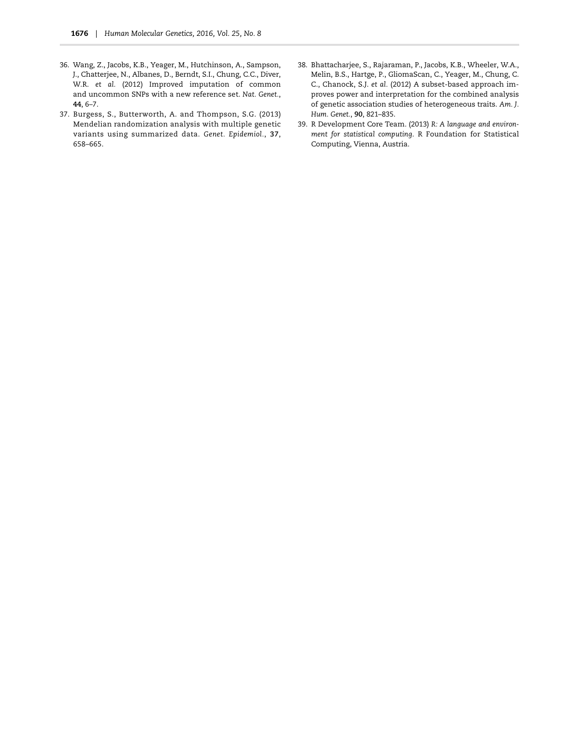36. Wang, Z., Jacobs, K.B., Yeager, M., Hutchinson, A., Sampson, J., Chatterjee, N., Albanes, D., Berndt, S.I., Chung, C.C., Diver, W.R. *et al.* (2012) Improved imputation of common and uncommon SNPs with a new reference set. *Nat. Genet.*, **44**, 6–7.
37. Burgess, S., Butterworth, A. and Thompson, S.G. (2013) Mendelian randomization analysis with multiple genetic variants using summarized data. *Genet. Epidemiol.*, **37**, 658–665.
38. Bhattacharjee, S., Rajaraman, P., Jacobs, K.B., Wheeler, W.A., Melin, B.S., Hartge, P., GliomaScan, C., Yeager, M., Chung, C. C., Chanock, S.J. *et al.* (2012) A subset-based approach improves power and interpretation for the combined analysis of genetic association studies of heterogeneous traits. *Am. J. Hum. Genet.*, **90**, 821–835.
39. R Development Core Team. (2013) *R: A language and environment for statistical computing.* R Foundation for Statistical Computing, Vienna, Austria.